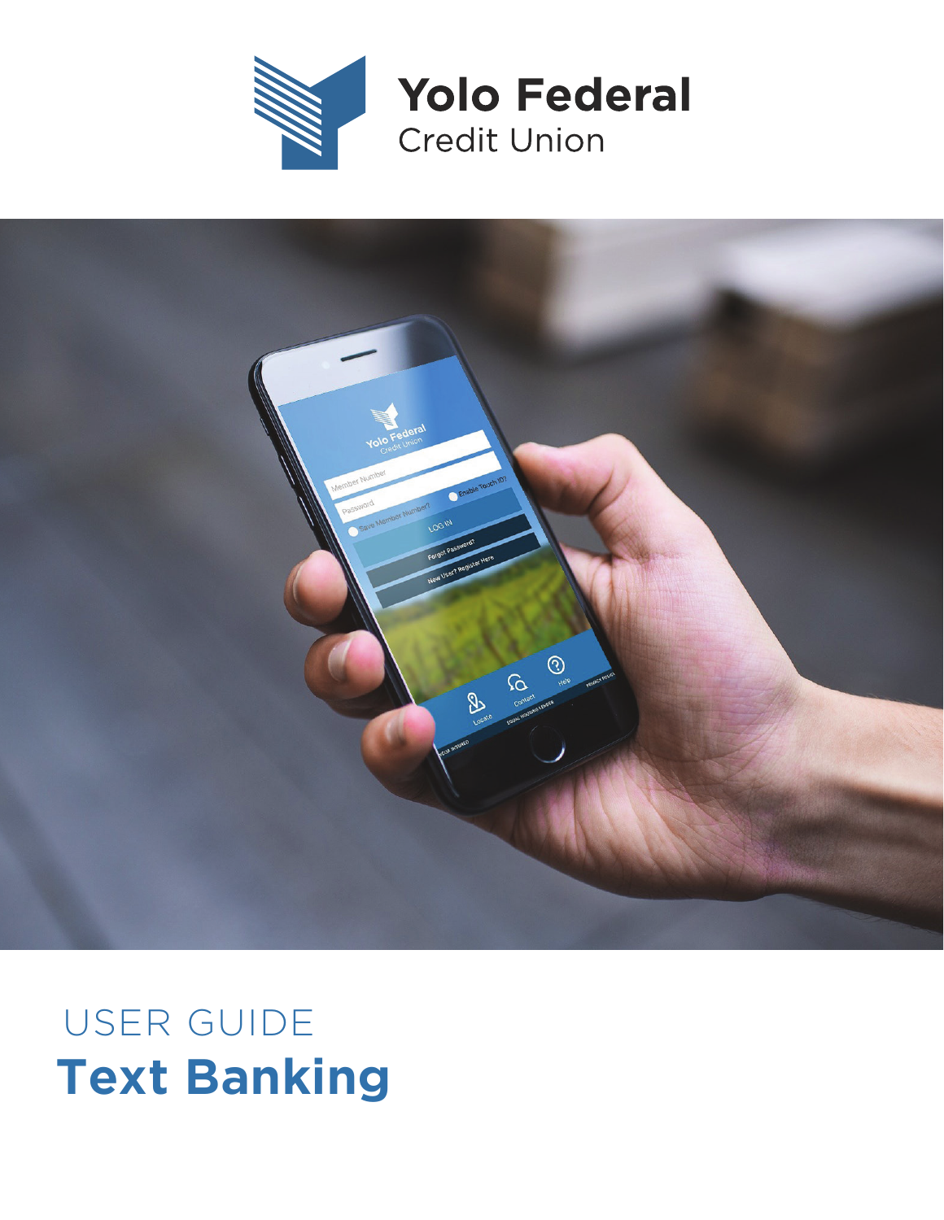Yolo Federal
Credit Union

USER GUIDE

# Text Banking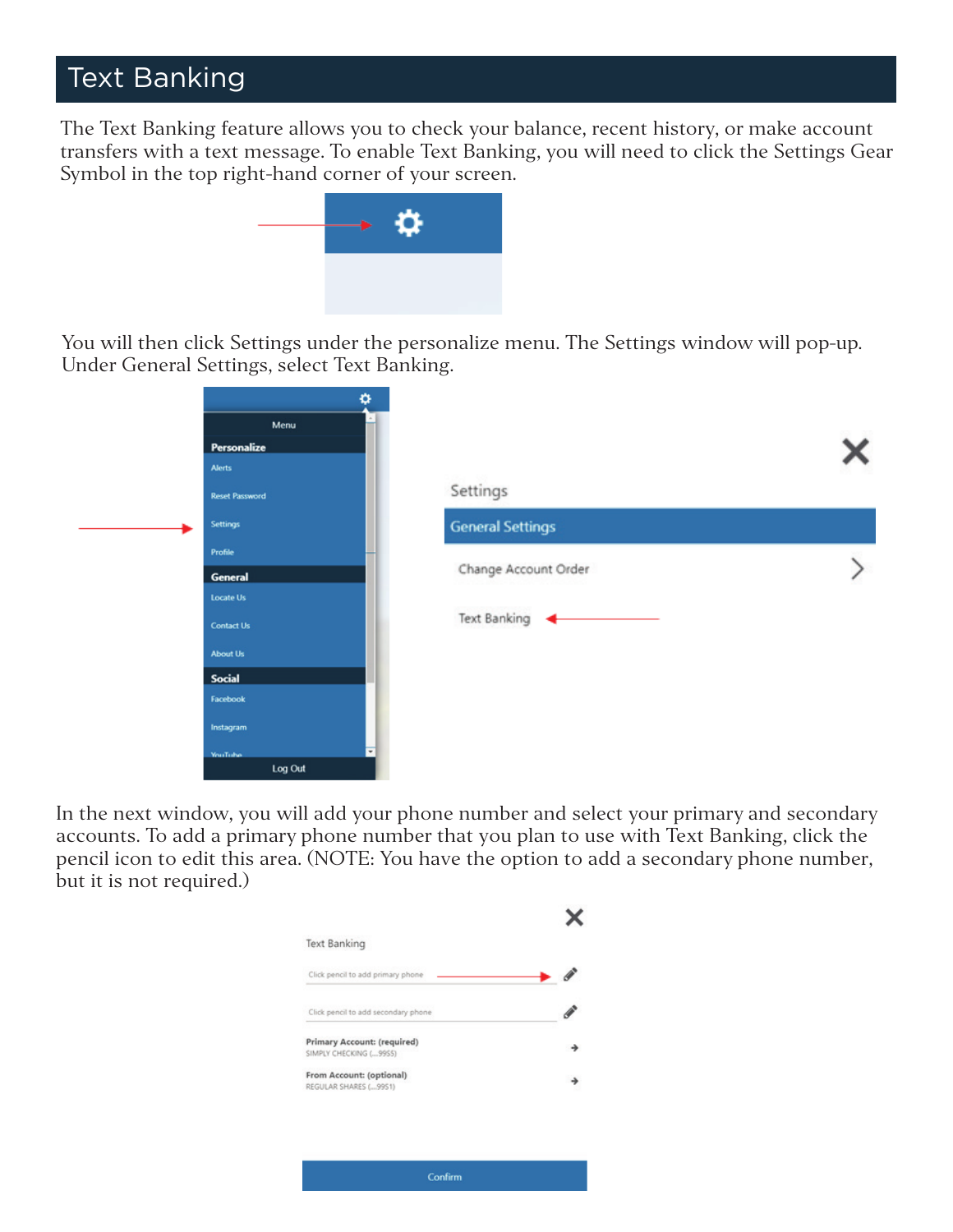# Text Banking

The Text Banking feature allows you to check your balance, recent history, or make account transfers with a text message. To enable Text Banking, you will need to click the Settings Gear Symbol in the top right-hand corner of your screen.

You will then click Settings under the personalize menu. The Settings window will pop-up. Under General Settings, select Text Banking.

In the next window, you will add your phone number and select your primary and secondary accounts. To add a primary phone number that you plan to use with Text Banking, click the pencil icon to edit this area. (NOTE: You have the option to add a secondary phone number, but it is not required.)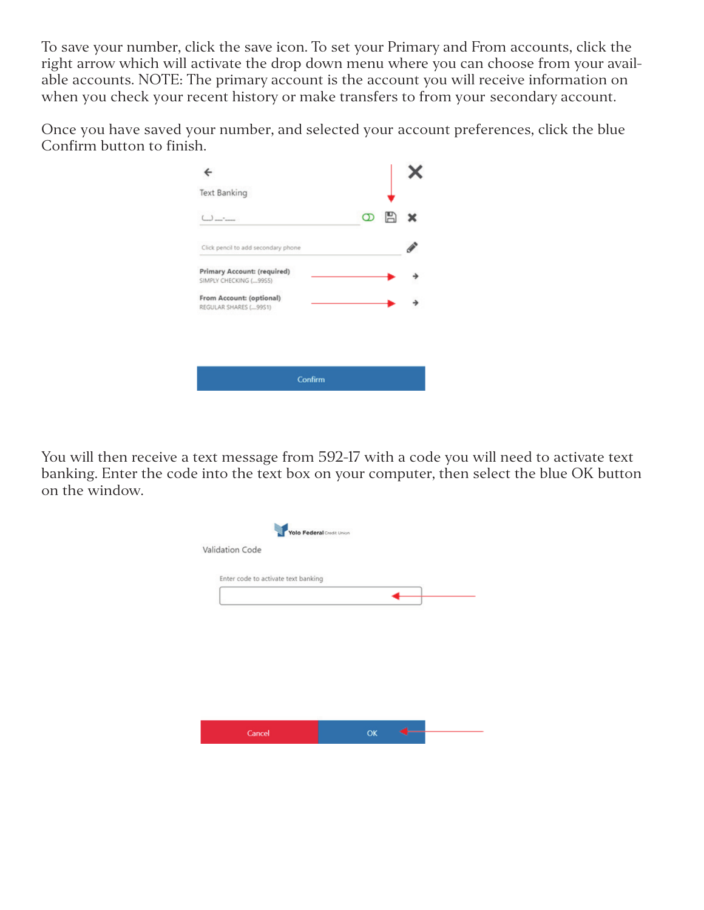To save your number, click the save icon. To set your Primary and From accounts, click the right arrow which will activate the drop down menu where you can choose from your available accounts. NOTE: The primary account is the account you will receive information on when you check your recent history or make transfers to from your secondary account.

Once you have saved your number, and selected your account preferences, click the blue Confirm button to finish.

You will then receive a text message from 592-17 with a code you will need to activate text banking. Enter the code into the text box on your computer, then select the blue OK button on the window.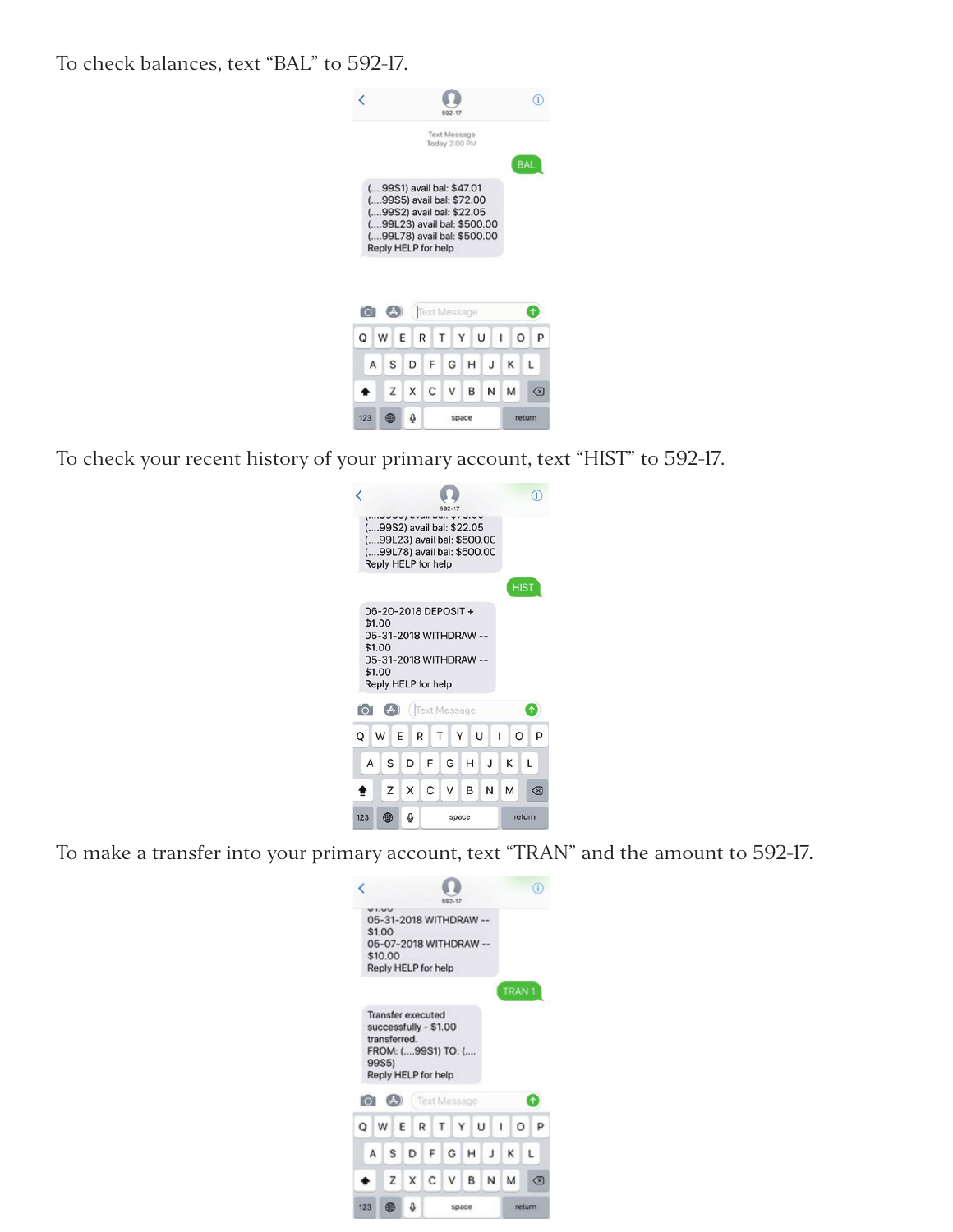To check balances, text “BAL” to 592-17.

592-17

Text Message
Today 2:00 PM

BAL

(....99S1) avail bal: $47.01
(....99S5) avail bal: $72.00
(....99S2) avail bal: $22.05
(....99L23) avail bal: $500.00
(....99L78) avail bal: $500.00
Reply HELP for help

To check your recent history of your primary account, text “HIST” to 592-17.

592-17

(....99S2) avail bal: $22.05
(....99L23) avail bal: $500.00
(....99L78) avail bal: $500.00
Reply HELP for help

HIST

06-20-2018 DEPOSIT +
$1.00
05-31-2018 WITHDRAW --
$1.00
05-31-2018 WITHDRAW --
$1.00
Reply HELP for help

To make a transfer into your primary account, text “TRAN” and the amount to 592-17.

592-17

05-31-2018 WITHDRAW --
$1.00
05-07-2018 WITHDRAW --
$10.00
Reply HELP for help

TRAN 1

Transfer executed
successfully - $1.00
transferred.
FROM: (....99S1) TO: (....
99S5)
Reply HELP for help